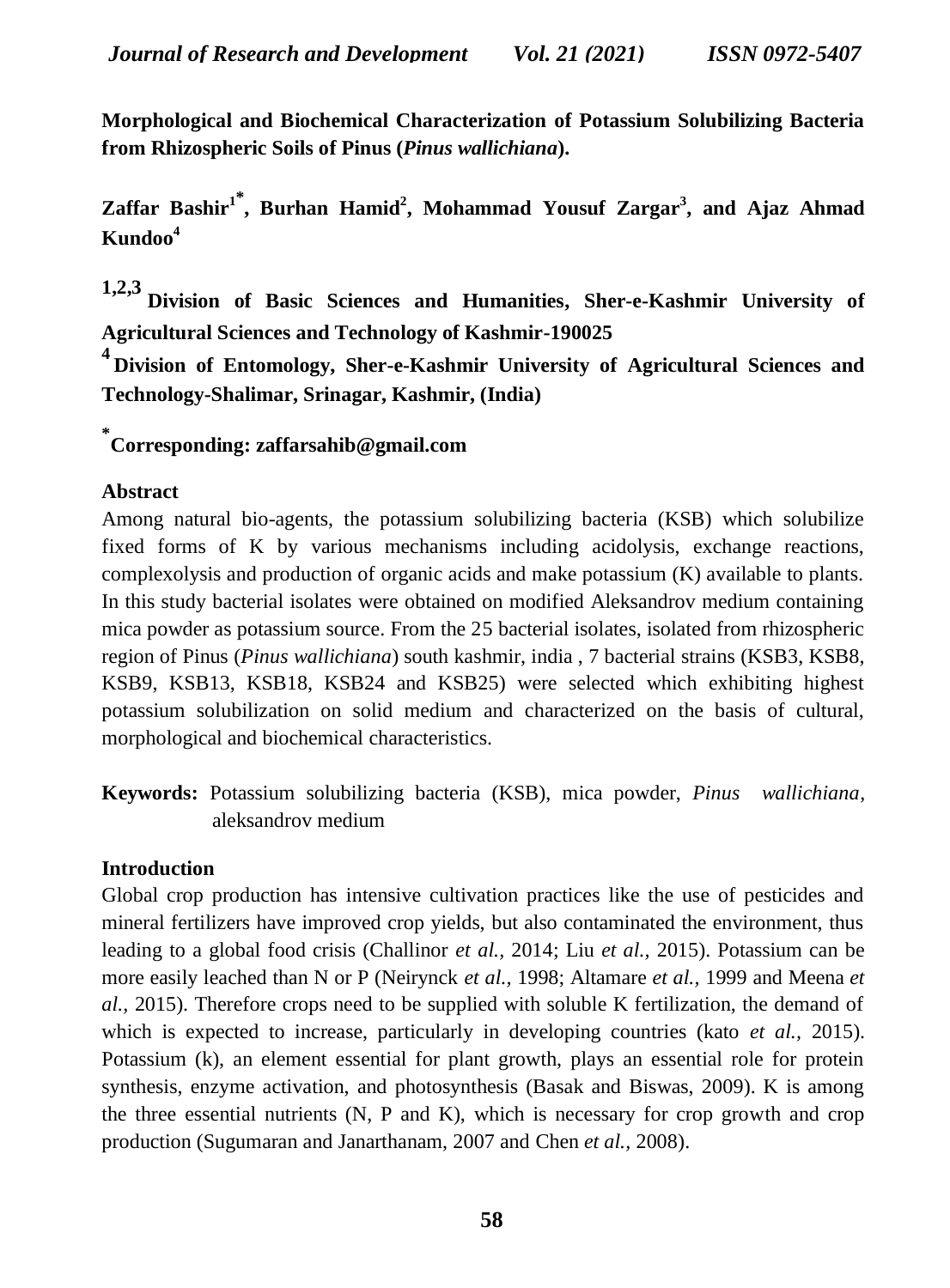# Morphological and Biochemical Characterization of Potassium Solubilizing Bacteria from Rhizospheric Soils of Pinus (*Pinus wallichiana*).

**Zaffar Bashir[1*], Burhan Hamid[2], Mohammad Yousuf Zargar[3], and Ajaz Ahmad Kundoo[4]**

**[1,2,3] Division of Basic Sciences and Humanities, Sher-e-Kashmir University of Agricultural Sciences and Technology of Kashmir-190025**

**[4] Division of Entomology, Sher-e-Kashmir University of Agricultural Sciences and Technology-Shalimar, Srinagar, Kashmir, (India)**

**[*] Corresponding: zaffarsahib@gmail.com**

## Abstract

Among natural bio-agents, the potassium solubilizing bacteria (KSB) which solubilize fixed forms of K by various mechanisms including acidolysis, exchange reactions, complexolysis and production of organic acids and make potassium (K) available to plants. In this study bacterial isolates were obtained on modified Aleksandrov medium containing mica powder as potassium source. From the 25 bacterial isolates, isolated from rhizospheric region of Pinus (*Pinus wallichiana*) south kashmir, india , 7 bacterial strains (KSB3, KSB8, KSB9, KSB13, KSB18, KSB24 and KSB25) were selected which exhibiting highest potassium solubilization on solid medium and characterized on the basis of cultural, morphological and biochemical characteristics.

**Keywords:** Potassium solubilizing bacteria (KSB), mica powder, *Pinus wallichiana*, aleksandrov medium

## Introduction

Global crop production has intensive cultivation practices like the use of pesticides and mineral fertilizers have improved crop yields, but also contaminated the environment, thus leading to a global food crisis (Challinor *et al.,* 2014; Liu *et al.,* 2015). Potassium can be more easily leached than N or P (Neirynck *et al.,* 1998; Altamare *et al.,* 1999 and Meena *et al.,* 2015). Therefore crops need to be supplied with soluble K fertilization, the demand of which is expected to increase, particularly in developing countries (kato *et al.,* 2015). Potassium (k), an element essential for plant growth, plays an essential role for protein synthesis, enzyme activation, and photosynthesis (Basak and Biswas, 2009). K is among the three essential nutrients (N, P and K), which is necessary for crop growth and crop production (Sugumaran and Janarthanam, 2007 and Chen *et al.,* 2008).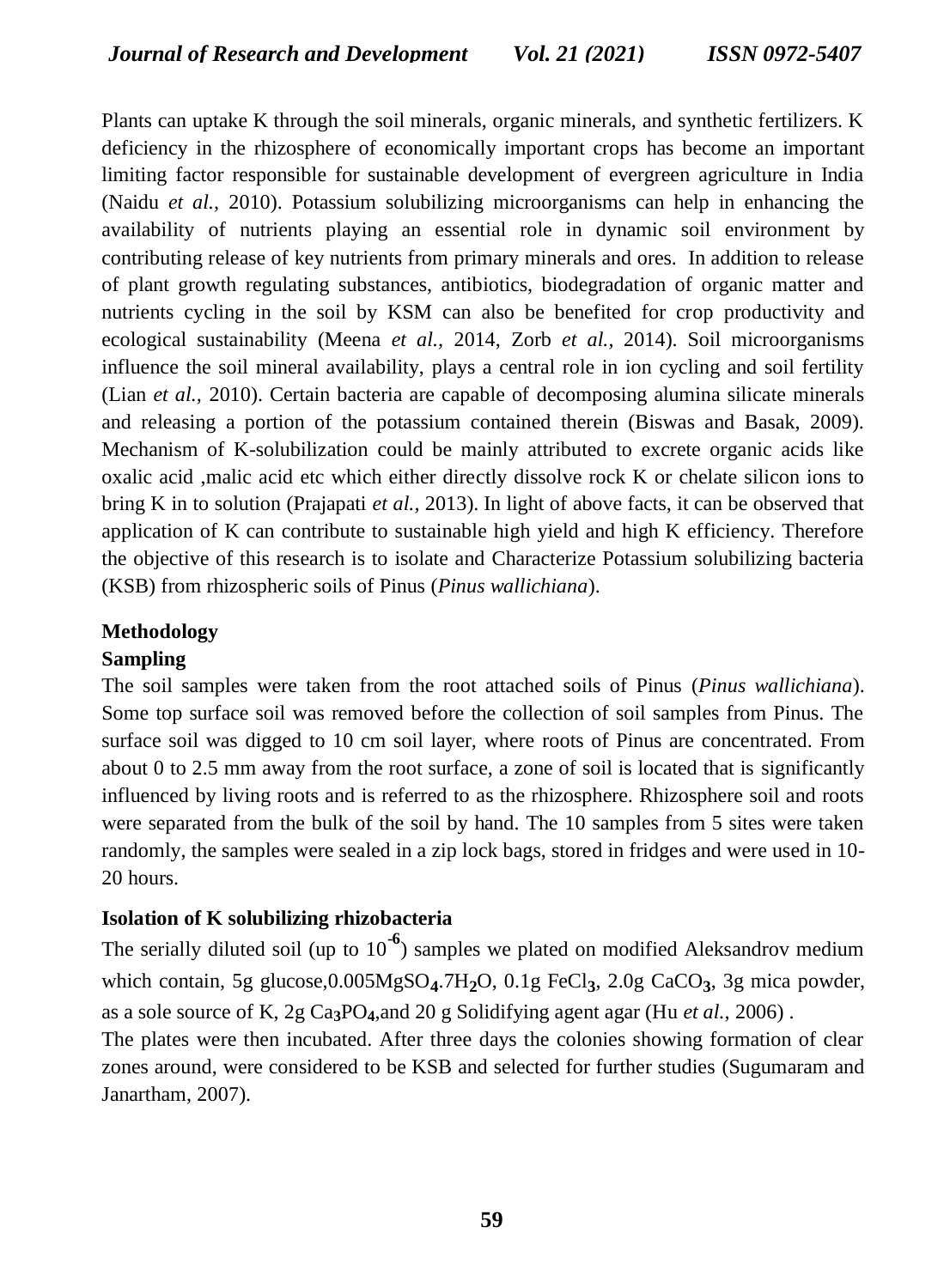Plants can uptake K through the soil minerals, organic minerals, and synthetic fertilizers. K deficiency in the rhizosphere of economically important crops has become an important limiting factor responsible for sustainable development of evergreen agriculture in India (Naidu *et al.,* 2010). Potassium solubilizing microorganisms can help in enhancing the availability of nutrients playing an essential role in dynamic soil environment by contributing release of key nutrients from primary minerals and ores. In addition to release of plant growth regulating substances, antibiotics, biodegradation of organic matter and nutrients cycling in the soil by KSM can also be benefited for crop productivity and ecological sustainability (Meena *et al.,* 2014, Zorb *et al.,* 2014). Soil microorganisms influence the soil mineral availability, plays a central role in ion cycling and soil fertility (Lian *et al.,* 2010). Certain bacteria are capable of decomposing alumina silicate minerals and releasing a portion of the potassium contained therein (Biswas and Basak, 2009). Mechanism of K-solubilization could be mainly attributed to excrete organic acids like oxalic acid ,malic acid etc which either directly dissolve rock K or chelate silicon ions to bring K in to solution (Prajapati *et al.,* 2013). In light of above facts, it can be observed that application of K can contribute to sustainable high yield and high K efficiency. Therefore the objective of this research is to isolate and Characterize Potassium solubilizing bacteria (KSB) from rhizospheric soils of Pinus (*Pinus wallichiana*).

## Methodology

### Sampling

The soil samples were taken from the root attached soils of Pinus (*Pinus wallichiana*). Some top surface soil was removed before the collection of soil samples from Pinus. The surface soil was digged to 10 cm soil layer, where roots of Pinus are concentrated. From about 0 to 2.5 mm away from the root surface, a zone of soil is located that is significantly influenced by living roots and is referred to as the rhizosphere. Rhizosphere soil and roots were separated from the bulk of the soil by hand. The 10 samples from 5 sites were taken randomly, the samples were sealed in a zip lock bags, stored in fridges and were used in 10-20 hours.

### Isolation of K solubilizing rhizobacteria

The serially diluted soil (up to $10^{-6}$) samples we plated on modified Aleksandrov medium which contain, 5g glucose,0.005$MgSO_4.7H_2O$, 0.1g $FeCl_3$, 2.0g $CaCO_3$, 3g mica powder, as a sole source of K, 2g $Ca_3PO_4$,and 20 g Solidifying agent agar (Hu *et al.,* 2006) .

The plates were then incubated. After three days the colonies showing formation of clear zones around, were considered to be KSB and selected for further studies (Sugumaram and Janartham, 2007).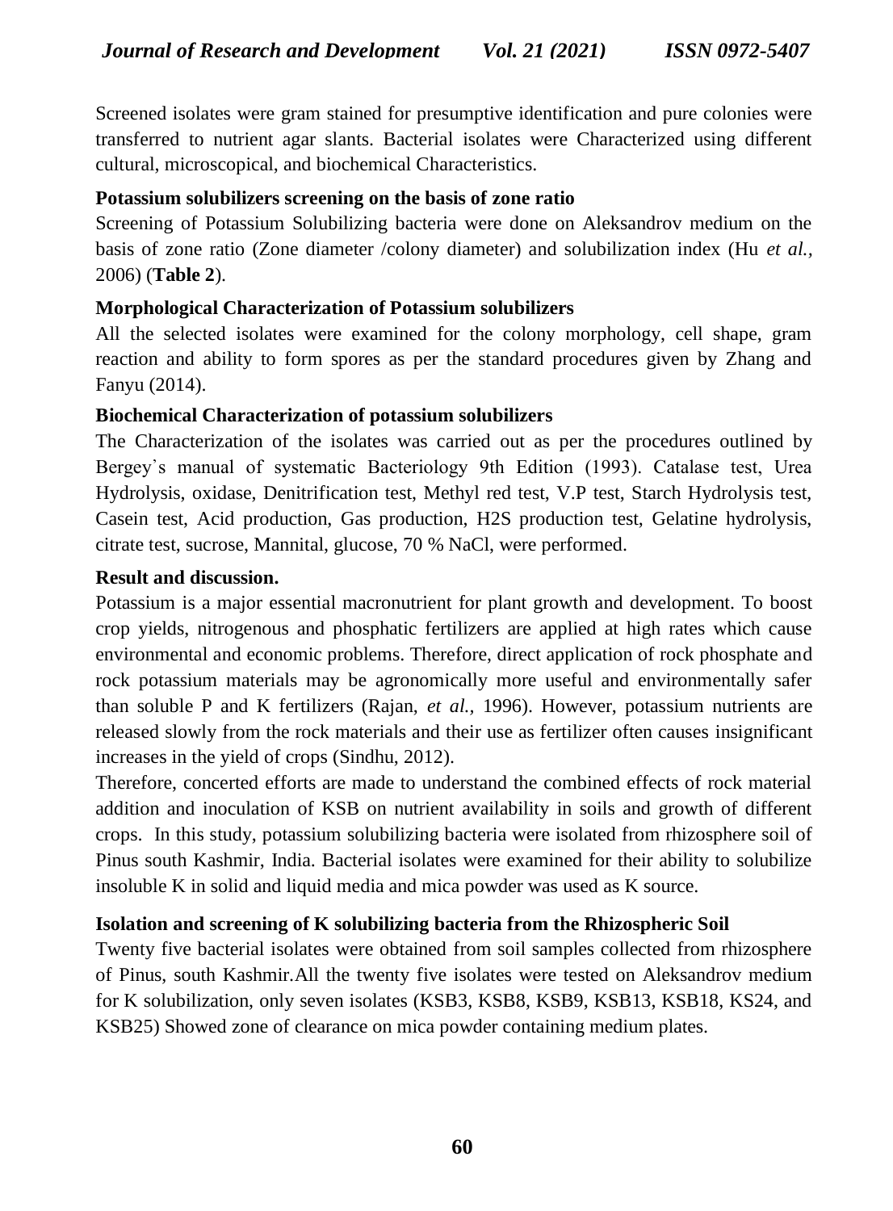Screened isolates were gram stained for presumptive identification and pure colonies were transferred to nutrient agar slants. Bacterial isolates were Characterized using different cultural, microscopical, and biochemical Characteristics.

**Potassium solubilizers screening on the basis of zone ratio**

Screening of Potassium Solubilizing bacteria were done on Aleksandrov medium on the basis of zone ratio (Zone diameter /colony diameter) and solubilization index (Hu *et al.*, 2006) (**Table 2**).

**Morphological Characterization of Potassium solubilizers**

All the selected isolates were examined for the colony morphology, cell shape, gram reaction and ability to form spores as per the standard procedures given by Zhang and Fanyu (2014).

**Biochemical Characterization of potassium solubilizers**

The Characterization of the isolates was carried out as per the procedures outlined by Bergey's manual of systematic Bacteriology 9th Edition (1993). Catalase test, Urea Hydrolysis, oxidase, Denitrification test, Methyl red test, V.P test, Starch Hydrolysis test, Casein test, Acid production, Gas production, H2S production test, Gelatine hydrolysis, citrate test, sucrose, Mannital, glucose, 70 % NaCl, were performed.

**Result and discussion.**

Potassium is a major essential macronutrient for plant growth and development. To boost crop yields, nitrogenous and phosphatic fertilizers are applied at high rates which cause environmental and economic problems. Therefore, direct application of rock phosphate and rock potassium materials may be agronomically more useful and environmentally safer than soluble P and K fertilizers (Rajan, *et al.,* 1996). However, potassium nutrients are released slowly from the rock materials and their use as fertilizer often causes insignificant increases in the yield of crops (Sindhu, 2012).

Therefore, concerted efforts are made to understand the combined effects of rock material addition and inoculation of KSB on nutrient availability in soils and growth of different crops. In this study, potassium solubilizing bacteria were isolated from rhizosphere soil of Pinus south Kashmir, India. Bacterial isolates were examined for their ability to solubilize insoluble K in solid and liquid media and mica powder was used as K source.

**Isolation and screening of K solubilizing bacteria from the Rhizospheric Soil**

Twenty five bacterial isolates were obtained from soil samples collected from rhizosphere of Pinus, south Kashmir.All the twenty five isolates were tested on Aleksandrov medium for K solubilization, only seven isolates (KSB3, KSB8, KSB9, KSB13, KSB18, KS24, and KSB25) Showed zone of clearance on mica powder containing medium plates.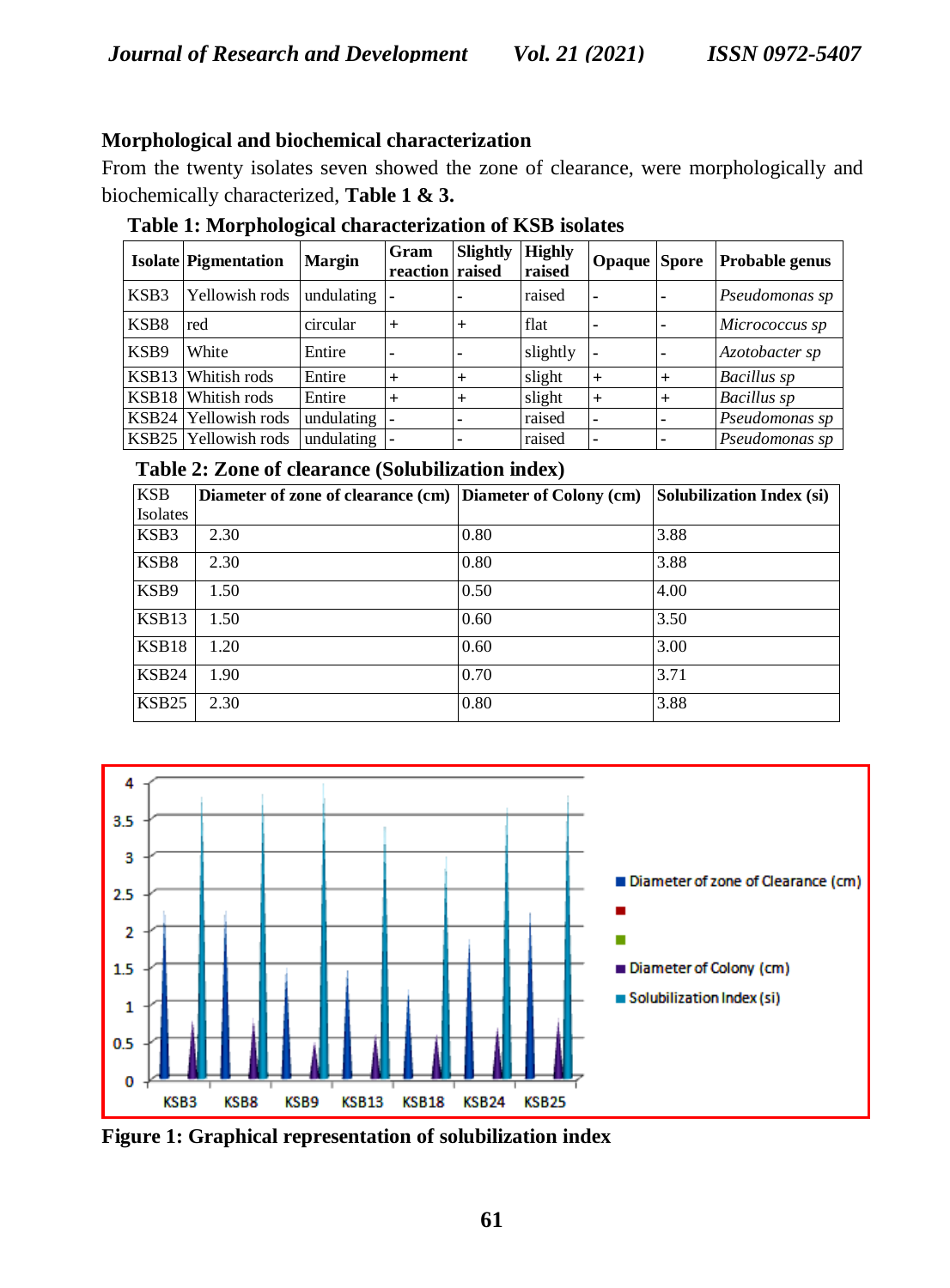### Morphological and biochemical characterization

From the twenty isolates seven showed the zone of clearance, were morphologically and biochemically characterized, **Table 1 & 3.**

**Table 1: Morphological characterization of KSB isolates**

| Isolate | Pigmentation | Margin | Gram reaction | Slightly raised | Highly raised | Opaque | Spore | Probable genus |
|---|---|---|---|---|---|---|---|---|
| KSB3 | Yellowish rods | undulating | - | - | raised | - | - | *Pseudomonas sp* |
| KSB8 | red | circular | + | + | flat | - | - | *Micrococcus sp* |
| KSB9 | White | Entire | - | - | slightly | - | - | *Azotobacter sp* |
| KSB13 | Whitish rods | Entire | + | + | slight | + | + | *Bacillus sp* |
| KSB18 | Whitish rods | Entire | + | + | slight | + | + | *Bacillus sp* |
| KSB24 | Yellowish rods | undulating | - | - | raised | - | - | *Pseudomonas sp* |
| KSB25 | Yellowish rods | undulating | - | - | raised | - | - | *Pseudomonas sp* |

**Table 2: Zone of clearance (Solubilization index)**

| KSB Isolates | Diameter of zone of clearance (cm) | Diameter of Colony (cm) | Solubilization Index (si) |
|---|---|---|---|
| KSB3 | 2.30 | 0.80 | 3.88 |
| KSB8 | 2.30 | 0.80 | 3.88 |
| KSB9 | 1.50 | 0.50 | 4.00 |
| KSB13 | 1.50 | 0.60 | 3.50 |
| KSB18 | 1.20 | 0.60 | 3.00 |
| KSB24 | 1.90 | 0.70 | 3.71 |
| KSB25 | 2.30 | 0.80 | 3.88 |

**Figure 1: Graphical representation of solubilization index**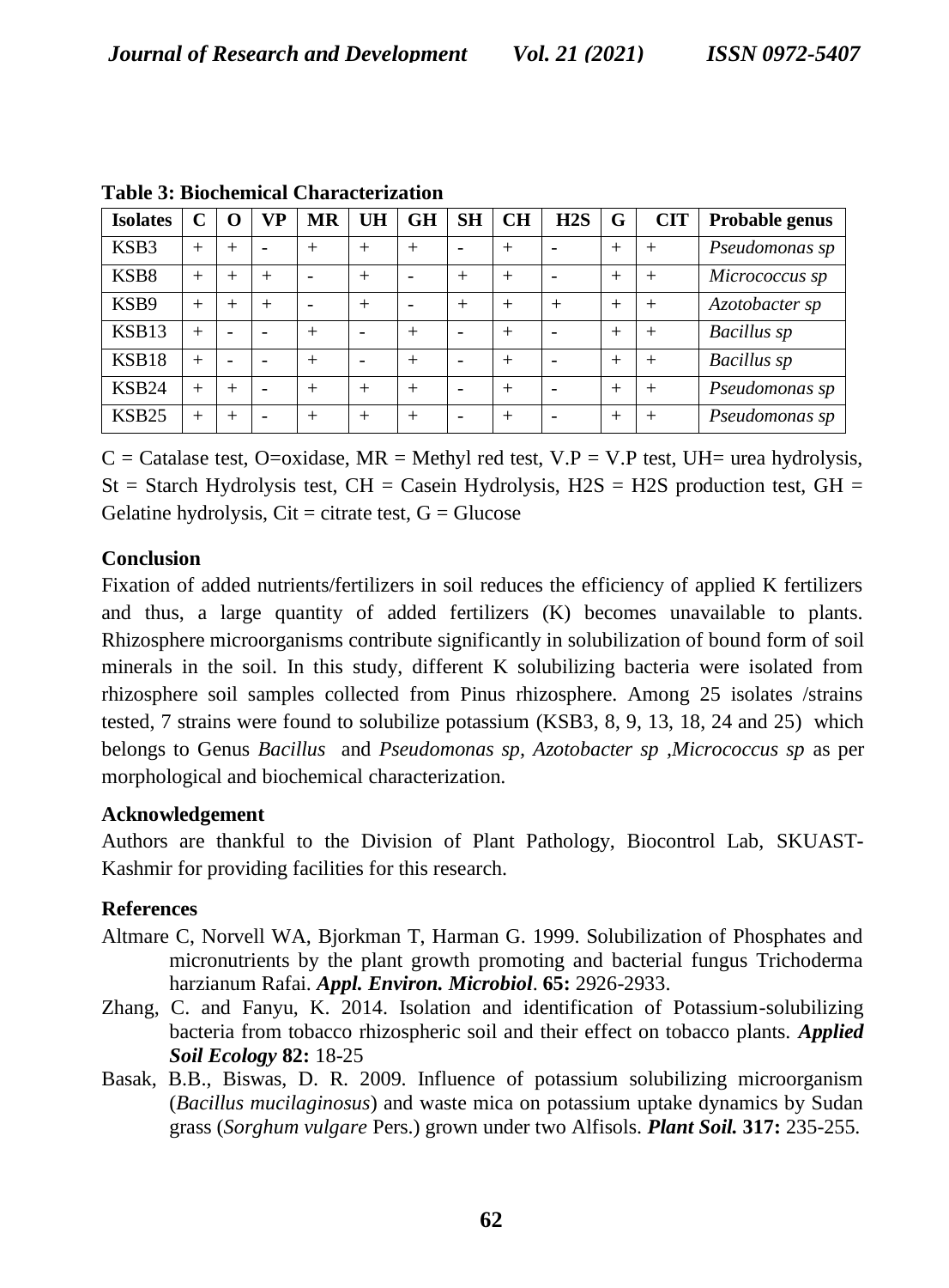**Table 3: Biochemical Characterization**

| Isolates | C | O | VP | MR | UH | GH | SH | CH | H2S | G | CIT | Probable genus |
|---|---|---|---|---|---|---|---|---|---|---|---|---|
| KSB3 | + | + | - | + | + | + | - | + | - | + | + | *Pseudomonas sp* |
| KSB8 | + | + | + | - | + | - | + | + | - | + | + | *Micrococcus sp* |
| KSB9 | + | + | + | - | + | - | + | + | + | + | + | *Azotobacter sp* |
| KSB13 | + | - | - | + | - | + | - | + | - | + | + | *Bacillus sp* |
| KSB18 | + | - | - | + | - | + | - | + | - | + | + | *Bacillus sp* |
| KSB24 | + | + | - | + | + | + | - | + | - | + | + | *Pseudomonas sp* |
| KSB25 | + | + | - | + | + | + | - | + | - | + | + | *Pseudomonas sp* |

C = Catalase test, O=oxidase, MR = Methyl red test, V.P = V.P test, UH= urea hydrolysis, St = Starch Hydrolysis test, CH = Casein Hydrolysis, H2S = H2S production test, GH = Gelatine hydrolysis, Cit = citrate test, G = Glucose

## Conclusion

Fixation of added nutrients/fertilizers in soil reduces the efficiency of applied K fertilizers and thus, a large quantity of added fertilizers (K) becomes unavailable to plants. Rhizosphere microorganisms contribute significantly in solubilization of bound form of soil minerals in the soil. In this study, different K solubilizing bacteria were isolated from rhizosphere soil samples collected from Pinus rhizosphere. Among 25 isolates /strains tested, 7 strains were found to solubilize potassium (KSB3, 8, 9, 13, 18, 24 and 25) which belongs to Genus *Bacillus* and *Pseudomonas sp*, *Azotobacter sp* ,*Micrococcus sp* as per morphological and biochemical characterization.

## Acknowledgement

Authors are thankful to the Division of Plant Pathology, Biocontrol Lab, SKUAST-Kashmir for providing facilities for this research.

## References

Altmare C, Norvell WA, Bjorkman T, Harman G. 1999. Solubilization of Phosphates and micronutrients by the plant growth promoting and bacterial fungus Trichoderma harzianum Rafai. ***Appl. Environ. Microbiol*. 65:** 2926-2933.

Zhang, C. and Fanyu, K. 2014. Isolation and identification of Potassium-solubilizing bacteria from tobacco rhizospheric soil and their effect on tobacco plants. ***Applied Soil Ecology* 82:** 18-25

Basak, B.B., Biswas, D. R. 2009. Influence of potassium solubilizing microorganism (*Bacillus mucilaginosus*) and waste mica on potassium uptake dynamics by Sudan grass (*Sorghum vulgare* Pers.) grown under two Alfisols. ***Plant Soil.* 317:** 235-255.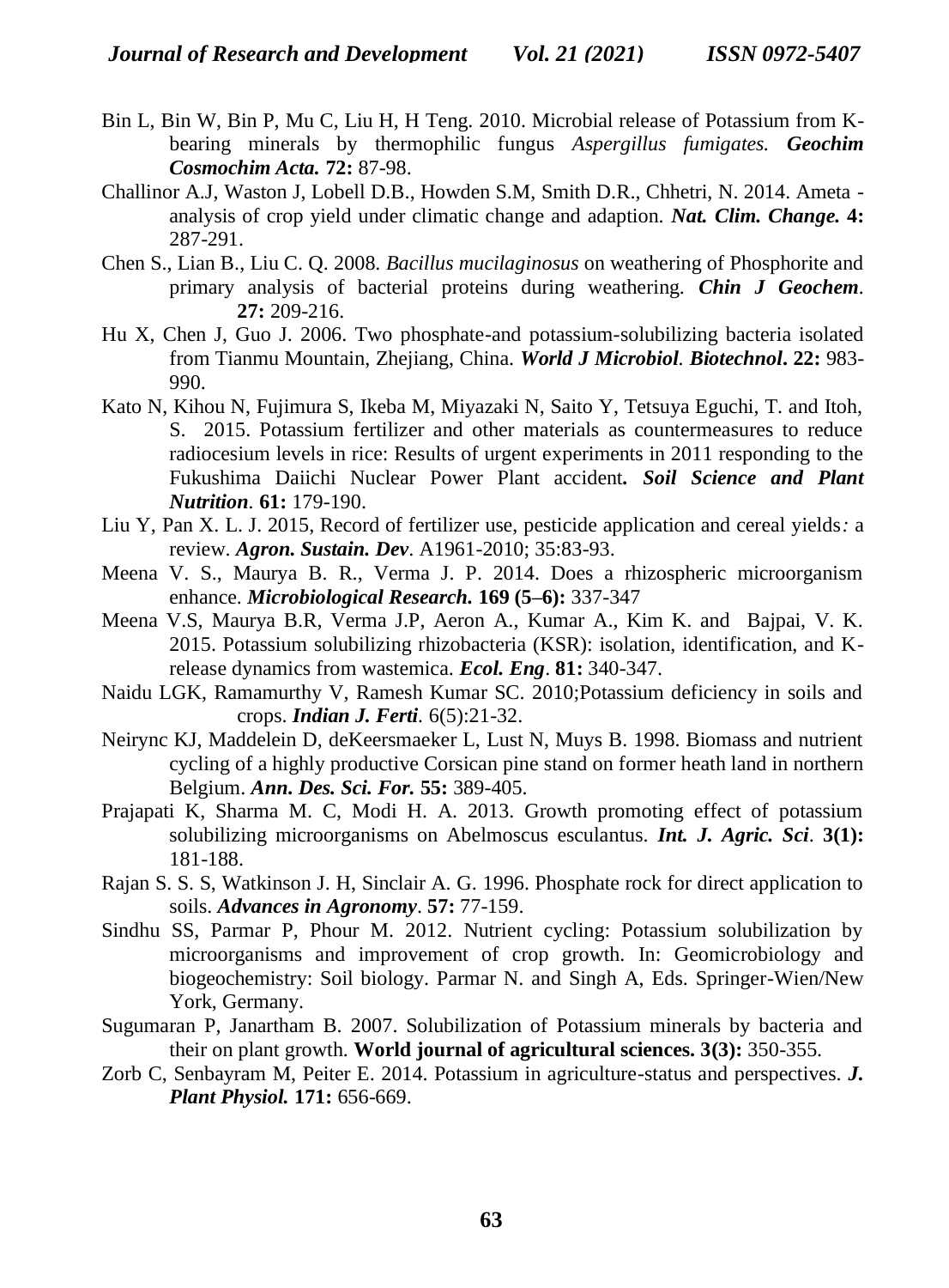Bin L, Bin W, Bin P, Mu C, Liu H, H Teng. 2010. Microbial release of Potassium from K-bearing minerals by thermophilic fungus *Aspergillus fumigates. **Geochim Cosmochim Acta.*** **72:** 87-98.

Challinor A.J, Waston J, Lobell D.B., Howden S.M, Smith D.R., Chhetri, N. 2014. Ameta - analysis of crop yield under climatic change and adaption. ***Nat. Clim. Change.*** **4:** 287-291.

Chen S., Lian B., Liu C. Q. 2008. *Bacillus mucilaginosus* on weathering of Phosphorite and primary analysis of bacterial proteins during weathering. ***Chin J Geochem*.** **27:** 209-216.

Hu X, Chen J, Guo J. 2006. Two phosphate-and potassium-solubilizing bacteria isolated from Tianmu Mountain, Zhejiang, China. ***World J Microbiol. Biotechnol*. 22:** 983-990.

Kato N, Kihou N, Fujimura S, Ikeba M, Miyazaki N, Saito Y, Tetsuya Eguchi, T. and Itoh, S. 2015. Potassium fertilizer and other materials as countermeasures to reduce radiocesium levels in rice: Results of urgent experiments in 2011 responding to the Fukushima Daiichi Nuclear Power Plant accident***. Soil Science and Plant Nutrition*.** **61:** 179-190.

Liu Y, Pan X. L. J. 2015, Record of fertilizer use, pesticide application and cereal yields*:* a review. ***Agron. Sustain. Dev*.** A1961-2010; 35:83-93.

Meena V. S., Maurya B. R., Verma J. P. 2014. Does a rhizospheric microorganism enhance. ***Microbiological Research.*** **169 (5–6):** 337-347

Meena V.S, Maurya B.R, Verma J.P, Aeron A., Kumar A., Kim K. and Bajpai, V. K. 2015. Potassium solubilizing rhizobacteria (KSR): isolation, identification, and K-release dynamics from wastemica. ***Ecol. Eng*.** **81:** 340-347.

Naidu LGK, Ramamurthy V, Ramesh Kumar SC. 2010;Potassium deficiency in soils and crops. ***Indian J. Ferti*.** 6(5):21-32.

Neirync KJ, Maddelein D, deKeersmaeker L, Lust N, Muys B. 1998. Biomass and nutrient cycling of a highly productive Corsican pine stand on former heath land in northern Belgium. ***Ann. Des. Sci. For.*** **55:** 389-405.

Prajapati K, Sharma M. C, Modi H. A. 2013. Growth promoting effect of potassium solubilizing microorganisms on Abelmoscus esculantus. ***Int. J. Agric. Sci*.** **3(1):** 181-188.

Rajan S. S. S, Watkinson J. H, Sinclair A. G. 1996. Phosphate rock for direct application to soils. ***Advances in Agronomy*.** **57:** 77-159.

Sindhu SS, Parmar P, Phour M. 2012. Nutrient cycling: Potassium solubilization by microorganisms and improvement of crop growth. In: Geomicrobiology and biogeochemistry: Soil biology. Parmar N. and Singh A, Eds. Springer-Wien/New York, Germany.

Sugumaran P, Janartham B. 2007. Solubilization of Potassium minerals by bacteria and their on plant growth. **World journal of agricultural sciences. 3(3):** 350-355.

Zorb C, Senbayram M, Peiter E. 2014. Potassium in agriculture-status and perspectives. ***J. Plant Physiol.*** **171:** 656-669.